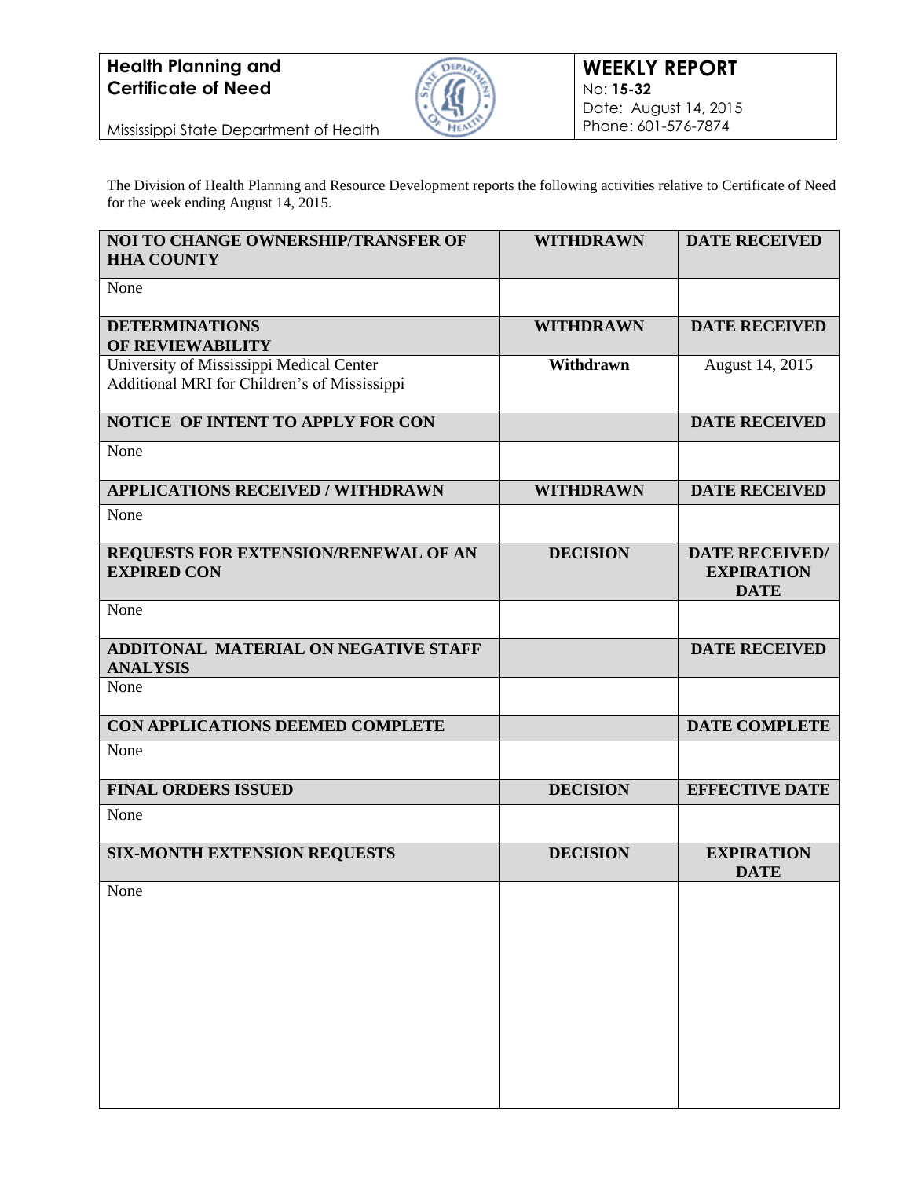**Health Planning and Certificate of Need**

Mississippi State Department of Health

**WEEKLY REPORT**
No: **15-32**
Date: August 14, 2015
Phone: 601-576-7874

The Division of Health Planning and Resource Development reports the following activities relative to Certificate of Need for the week ending August 14, 2015.

| **NOI TO CHANGE OWNERSHIP/TRANSFER OF HHA COUNTY** | **WITHDRAWN** | **DATE RECEIVED** |
|---|---|---|
| None | | |
| **DETERMINATIONS OF REVIEWABILITY** | **WITHDRAWN** | **DATE RECEIVED** |
| University of Mississippi Medical Center Additional MRI for Children's of Mississippi | **Withdrawn** | August 14, 2015 |
| **NOTICE OF INTENT TO APPLY FOR CON** | | **DATE RECEIVED** |
| None | | |
| **APPLICATIONS RECEIVED / WITHDRAWN** | **WITHDRAWN** | **DATE RECEIVED** |
| None | | |
| **REQUESTS FOR EXTENSION/RENEWAL OF AN EXPIRED CON** | **DECISION** | **DATE RECEIVED/ EXPIRATION DATE** |
| None | | |
| **ADDITONAL MATERIAL ON NEGATIVE STAFF ANALYSIS** | | **DATE RECEIVED** |
| None | | |
| **CON APPLICATIONS DEEMED COMPLETE** | | **DATE COMPLETE** |
| None | | |
| **FINAL ORDERS ISSUED** | **DECISION** | **EFFECTIVE DATE** |
| None | | |
| **SIX-MONTH EXTENSION REQUESTS** | **DECISION** | **EXPIRATION DATE** |
| None | | |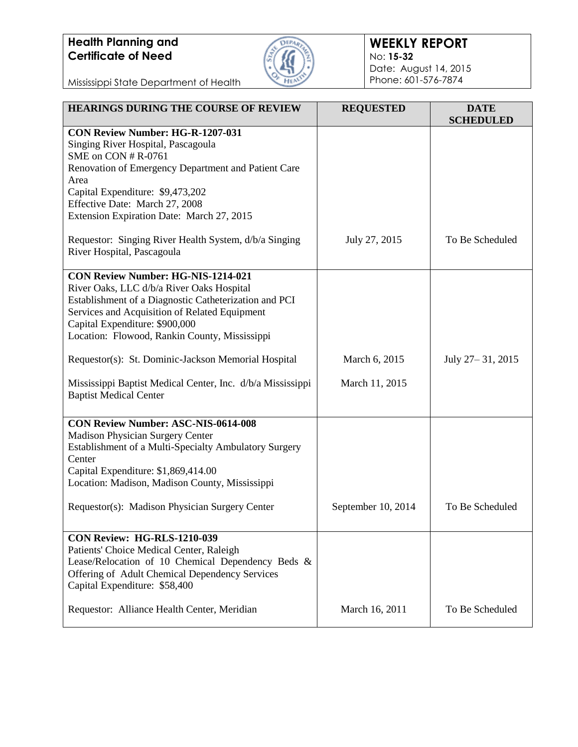**Health Planning and Certificate of Need**
Mississippi State Department of Health

**WEEKLY REPORT**
No: **15-32**
Date: August 14, 2015
Phone: 601-576-7874

| HEARINGS DURING THE COURSE OF REVIEW | REQUESTED | DATE SCHEDULED |
|---|---|---|
| **CON Review Number: HG-R-1207-031**<br>Singing River Hospital, Pascagoula<br>SME on CON # R-0761<br>Renovation of Emergency Department and Patient Care Area<br>Capital Expenditure: $9,473,202<br>Effective Date: March 27, 2008<br>Extension Expiration Date: March 27, 2015<br><br>Requestor: Singing River Health System, d/b/a Singing River Hospital, Pascagoula | July 27, 2015 | To Be Scheduled |
| **CON Review Number: HG-NIS-1214-021**<br>River Oaks, LLC d/b/a River Oaks Hospital<br>Establishment of a Diagnostic Catheterization and PCI Services and Acquisition of Related Equipment<br>Capital Expenditure: $900,000<br>Location: Flowood, Rankin County, Mississippi<br><br>Requestor(s): St. Dominic-Jackson Memorial Hospital<br><br>Mississippi Baptist Medical Center, Inc. d/b/a Mississippi Baptist Medical Center | March 6, 2015<br><br>March 11, 2015 | July 27– 31, 2015 |
| **CON Review Number: ASC-NIS-0614-008**<br>Madison Physician Surgery Center<br>Establishment of a Multi-Specialty Ambulatory Surgery Center<br>Capital Expenditure: $1,869,414.00<br>Location: Madison, Madison County, Mississippi<br><br>Requestor(s): Madison Physician Surgery Center | September 10, 2014 | To Be Scheduled |
| **CON Review: HG-RLS-1210-039**<br>Patients' Choice Medical Center, Raleigh<br>Lease/Relocation of 10 Chemical Dependency Beds & Offering of Adult Chemical Dependency Services<br>Capital Expenditure: $58,400<br><br>Requestor: Alliance Health Center, Meridian | March 16, 2011 | To Be Scheduled |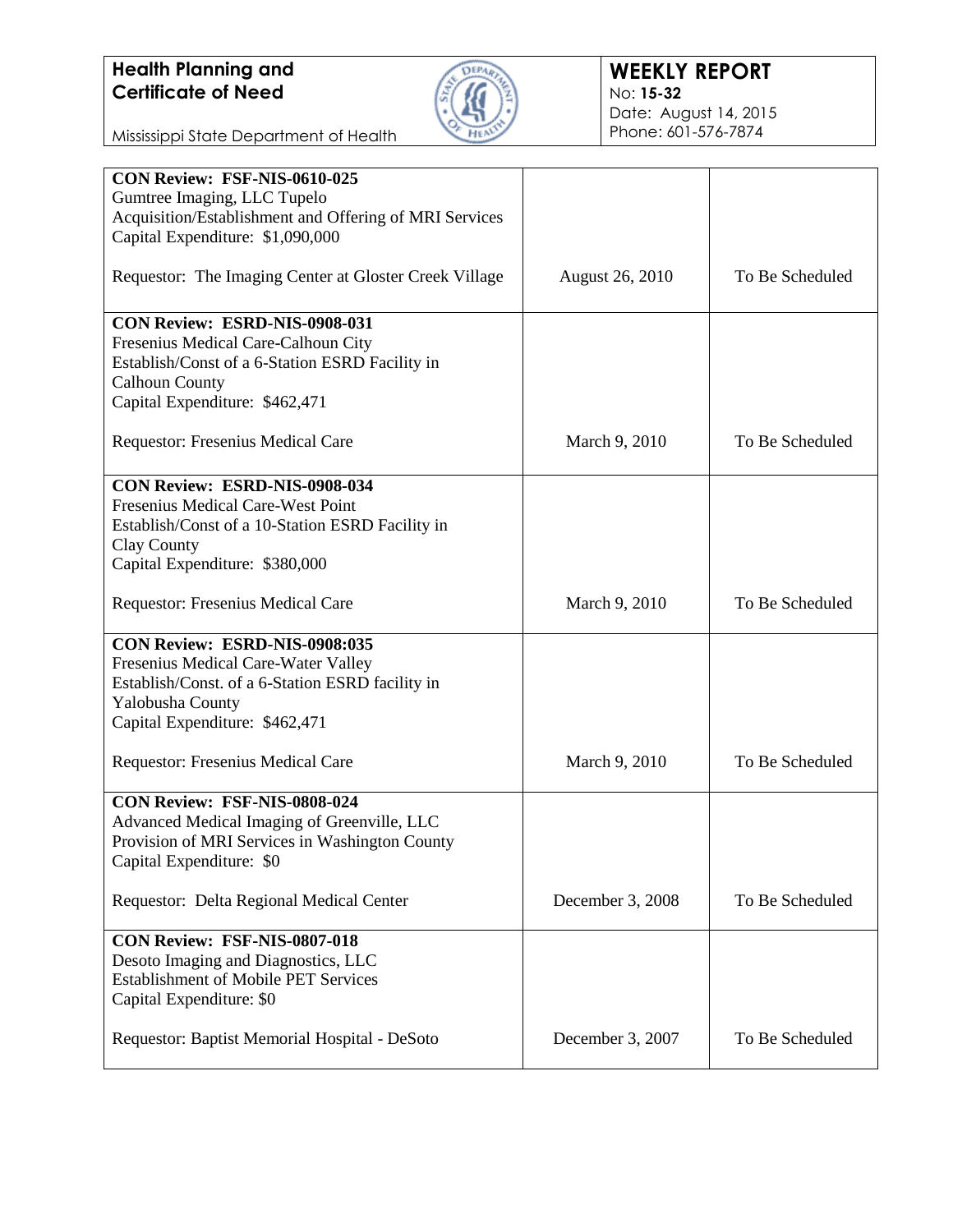**Health Planning and Certificate of Need**

Mississippi State Department of Health

**WEEKLY REPORT**
No: **15-32**
Date: August 14, 2015
Phone: 601-576-7874

| | | |
|---|---|---|
| **CON Review: FSF-NIS-0610-025**<br>Gumtree Imaging, LLC Tupelo<br>Acquisition/Establishment and Offering of MRI Services<br>Capital Expenditure: $1,090,000<br><br>Requestor: The Imaging Center at Gloster Creek Village | August 26, 2010 | To Be Scheduled |
| **CON Review: ESRD-NIS-0908-031**<br>Fresenius Medical Care-Calhoun City<br>Establish/Const of a 6-Station ESRD Facility in Calhoun County<br>Capital Expenditure: $462,471<br><br>Requestor: Fresenius Medical Care | March 9, 2010 | To Be Scheduled |
| **CON Review: ESRD-NIS-0908-034**<br>Fresenius Medical Care-West Point<br>Establish/Const of a 10-Station ESRD Facility in Clay County<br>Capital Expenditure: $380,000<br><br>Requestor: Fresenius Medical Care | March 9, 2010 | To Be Scheduled |
| **CON Review: ESRD-NIS-0908:035**<br>Fresenius Medical Care-Water Valley<br>Establish/Const. of a 6-Station ESRD facility in Yalobusha County<br>Capital Expenditure: $462,471<br><br>Requestor: Fresenius Medical Care | March 9, 2010 | To Be Scheduled |
| **CON Review: FSF-NIS-0808-024**<br>Advanced Medical Imaging of Greenville, LLC<br>Provision of MRI Services in Washington County<br>Capital Expenditure: $0<br><br>Requestor: Delta Regional Medical Center | December 3, 2008 | To Be Scheduled |
| **CON Review: FSF-NIS-0807-018**<br>Desoto Imaging and Diagnostics, LLC<br>Establishment of Mobile PET Services<br>Capital Expenditure: $0<br><br>Requestor: Baptist Memorial Hospital - DeSoto | December 3, 2007 | To Be Scheduled |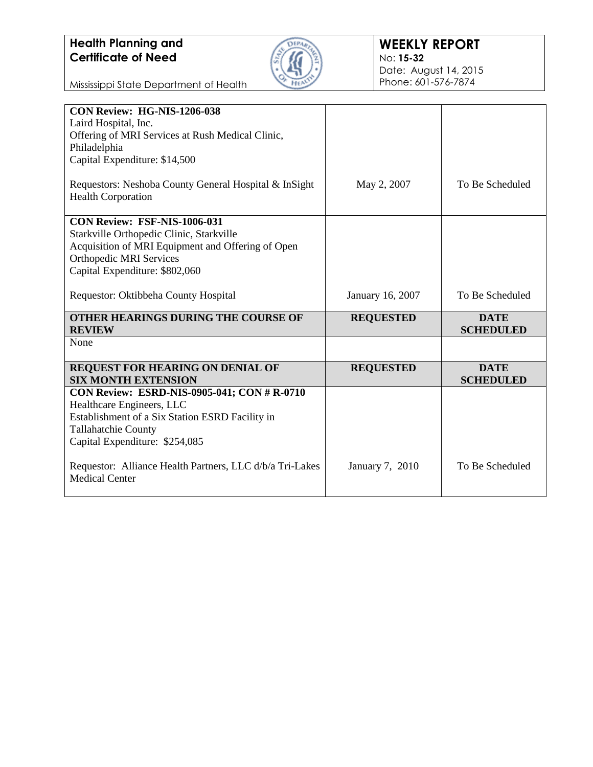| | | |
|---|---|---|
| **CON Review: HG-NIS-1206-038**<br>Laird Hospital, Inc.<br>Offering of MRI Services at Rush Medical Clinic, Philadelphia<br>Capital Expenditure: $14,500<br><br>Requestors: Neshoba County General Hospital & InSight Health Corporation | May 2, 2007 | To Be Scheduled |
| **CON Review: FSF-NIS-1006-031**<br>Starkville Orthopedic Clinic, Starkville<br>Acquisition of MRI Equipment and Offering of Open Orthopedic MRI Services<br>Capital Expenditure: $802,060<br><br>Requestor: Oktibbeha County Hospital | January 16, 2007 | To Be Scheduled |
| **OTHER HEARINGS DURING THE COURSE OF REVIEW** | **REQUESTED** | **DATE SCHEDULED** |
| None | | |
| **REQUEST FOR HEARING ON DENIAL OF SIX MONTH EXTENSION** | **REQUESTED** | **DATE SCHEDULED** |
| **CON Review: ESRD-NIS-0905-041; CON # R-0710**<br>Healthcare Engineers, LLC<br>Establishment of a Six Station ESRD Facility in Tallahatchie County<br>Capital Expenditure: $254,085<br><br>Requestor: Alliance Health Partners, LLC d/b/a Tri-Lakes Medical Center | January 7, 2010 | To Be Scheduled |